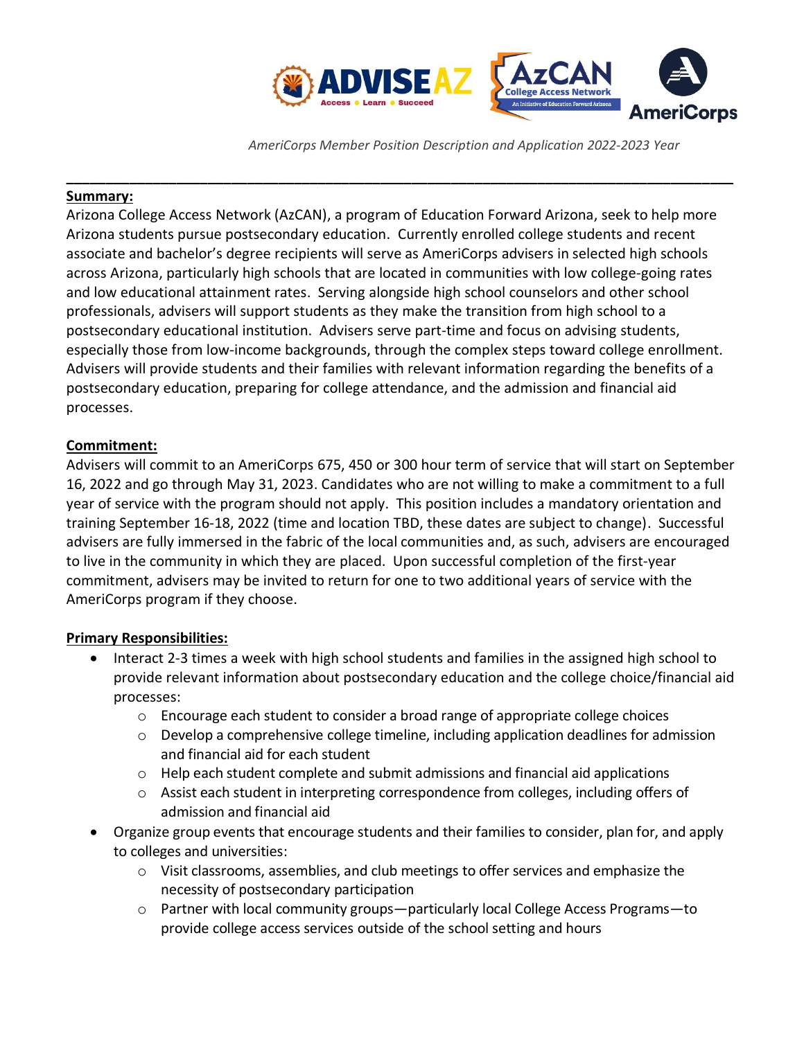*AmeriCorps Member Position Description and Application 2022-2023 Year*

---

**Summary:**

Arizona College Access Network (AzCAN), a program of Education Forward Arizona, seek to help more Arizona students pursue postsecondary education. Currently enrolled college students and recent associate and bachelor's degree recipients will serve as AmeriCorps advisers in selected high schools across Arizona, particularly high schools that are located in communities with low college-going rates and low educational attainment rates. Serving alongside high school counselors and other school professionals, advisers will support students as they make the transition from high school to a postsecondary educational institution. Advisers serve part-time and focus on advising students, especially those from low-income backgrounds, through the complex steps toward college enrollment. Advisers will provide students and their families with relevant information regarding the benefits of a postsecondary education, preparing for college attendance, and the admission and financial aid processes.

**Commitment:**

Advisers will commit to an AmeriCorps 675, 450 or 300 hour term of service that will start on September 16, 2022 and go through May 31, 2023. Candidates who are not willing to make a commitment to a full year of service with the program should not apply. This position includes a mandatory orientation and training September 16-18, 2022 (time and location TBD, these dates are subject to change). Successful advisers are fully immersed in the fabric of the local communities and, as such, advisers are encouraged to live in the community in which they are placed. Upon successful completion of the first-year commitment, advisers may be invited to return for one to two additional years of service with the AmeriCorps program if they choose.

**Primary Responsibilities:**

- Interact 2-3 times a week with high school students and families in the assigned high school to provide relevant information about postsecondary education and the college choice/financial aid processes:
  - Encourage each student to consider a broad range of appropriate college choices
  - Develop a comprehensive college timeline, including application deadlines for admission and financial aid for each student
  - Help each student complete and submit admissions and financial aid applications
  - Assist each student in interpreting correspondence from colleges, including offers of admission and financial aid
- Organize group events that encourage students and their families to consider, plan for, and apply to colleges and universities:
  - Visit classrooms, assemblies, and club meetings to offer services and emphasize the necessity of postsecondary participation
  - Partner with local community groups—particularly local College Access Programs—to provide college access services outside of the school setting and hours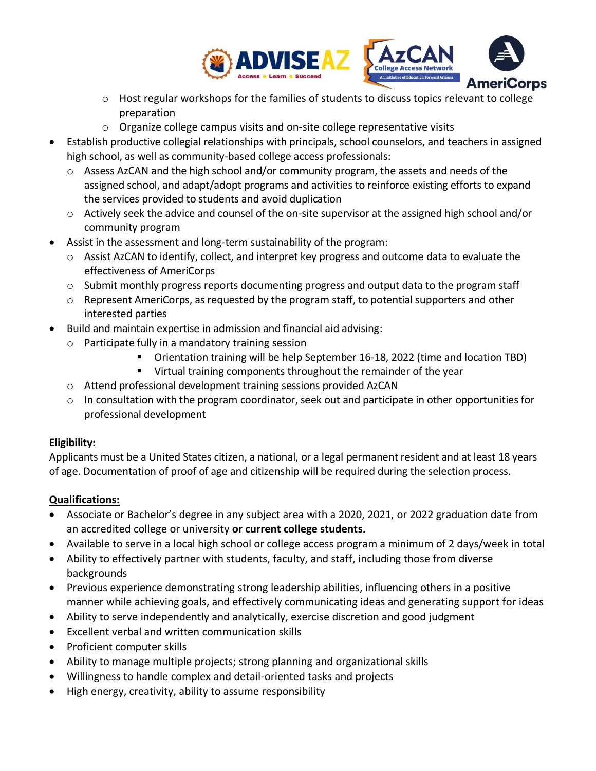- Host regular workshops for the families of students to discuss topics relevant to college preparation
  - Organize college campus visits and on-site college representative visits
- Establish productive collegial relationships with principals, school counselors, and teachers in assigned high school, as well as community-based college access professionals:
  - Assess AzCAN and the high school and/or community program, the assets and needs of the assigned school, and adapt/adopt programs and activities to reinforce existing efforts to expand the services provided to students and avoid duplication
  - Actively seek the advice and counsel of the on-site supervisor at the assigned high school and/or community program
- Assist in the assessment and long-term sustainability of the program:
  - Assist AzCAN to identify, collect, and interpret key progress and outcome data to evaluate the effectiveness of AmeriCorps
  - Submit monthly progress reports documenting progress and output data to the program staff
  - Represent AmeriCorps, as requested by the program staff, to potential supporters and other interested parties
- Build and maintain expertise in admission and financial aid advising:
  - Participate fully in a mandatory training session
    - Orientation training will be help September 16-18, 2022 (time and location TBD)
    - Virtual training components throughout the remainder of the year
  - Attend professional development training sessions provided AzCAN
  - In consultation with the program coordinator, seek out and participate in other opportunities for professional development

**Eligibility:**

Applicants must be a United States citizen, a national, or a legal permanent resident and at least 18 years of age. Documentation of proof of age and citizenship will be required during the selection process.

**Qualifications:**

- Associate or Bachelor's degree in any subject area with a 2020, 2021, or 2022 graduation date from an accredited college or university **or current college students.**
- Available to serve in a local high school or college access program a minimum of 2 days/week in total
- Ability to effectively partner with students, faculty, and staff, including those from diverse backgrounds
- Previous experience demonstrating strong leadership abilities, influencing others in a positive manner while achieving goals, and effectively communicating ideas and generating support for ideas
- Ability to serve independently and analytically, exercise discretion and good judgment
- Excellent verbal and written communication skills
- Proficient computer skills
- Ability to manage multiple projects; strong planning and organizational skills
- Willingness to handle complex and detail-oriented tasks and projects
- High energy, creativity, ability to assume responsibility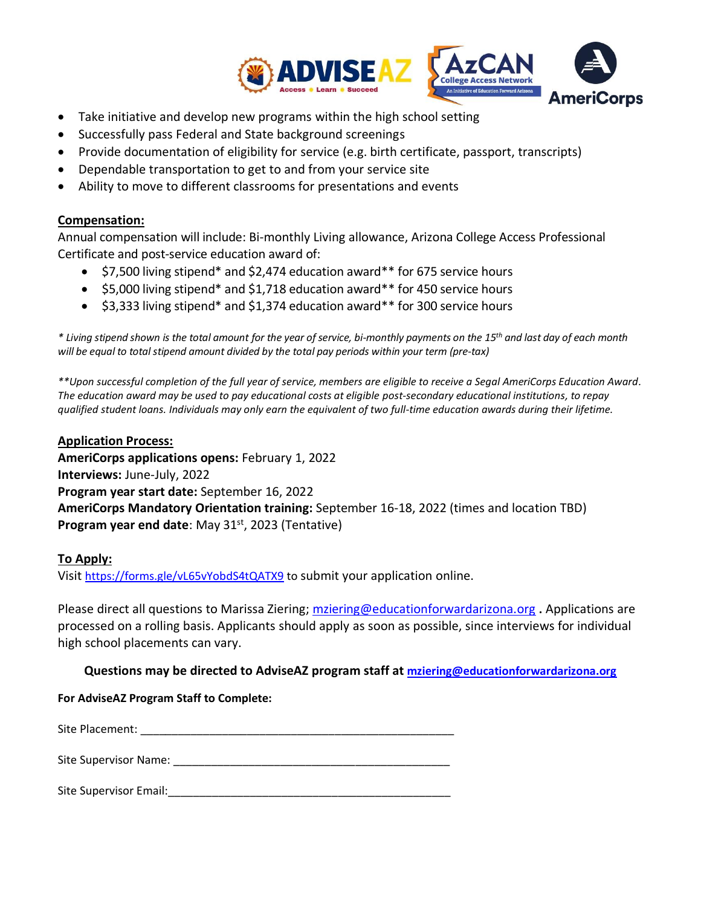- Take initiative and develop new programs within the high school setting
- Successfully pass Federal and State background screenings
- Provide documentation of eligibility for service (e.g. birth certificate, passport, transcripts)
- Dependable transportation to get to and from your service site
- Ability to move to different classrooms for presentations and events

**Compensation:**

Annual compensation will include: Bi-monthly Living allowance, Arizona College Access Professional Certificate and post-service education award of:

- $7,500 living stipend* and $2,474 education award** for 675 service hours
- $5,000 living stipend* and $1,718 education award** for 450 service hours
- $3,333 living stipend* and $1,374 education award** for 300 service hours

*\* Living stipend shown is the total amount for the year of service, bi-monthly payments on the 15th and last day of each month will be equal to total stipend amount divided by the total pay periods within your term (pre-tax)*

*\*\*Upon successful completion of the full year of service, members are eligible to receive a Segal AmeriCorps Education Award. The education award may be used to pay educational costs at eligible post-secondary educational institutions, to repay qualified student loans. Individuals may only earn the equivalent of two full-time education awards during their lifetime.*

**Application Process:**

**AmeriCorps applications opens:** February 1, 2022
**Interviews:** June-July, 2022
**Program year start date:** September 16, 2022
**AmeriCorps Mandatory Orientation training:** September 16-18, 2022 (times and location TBD)
**Program year end date**: May 31st, 2023 (Tentative)

**To Apply:**

Visit https://forms.gle/vL65vYobdS4tQATX9 to submit your application online.

Please direct all questions to Marissa Ziering; mziering@educationforwardarizona.org **.** Applications are processed on a rolling basis. Applicants should apply as soon as possible, since interviews for individual high school placements can vary.

**Questions may be directed to AdviseAZ program staff at mziering@educationforwardarizona.org**

**For AdviseAZ Program Staff to Complete:**

Site Placement: ___________________________________________________

Site Supervisor Name: ______________________________________________

Site Supervisor Email:_______________________________________________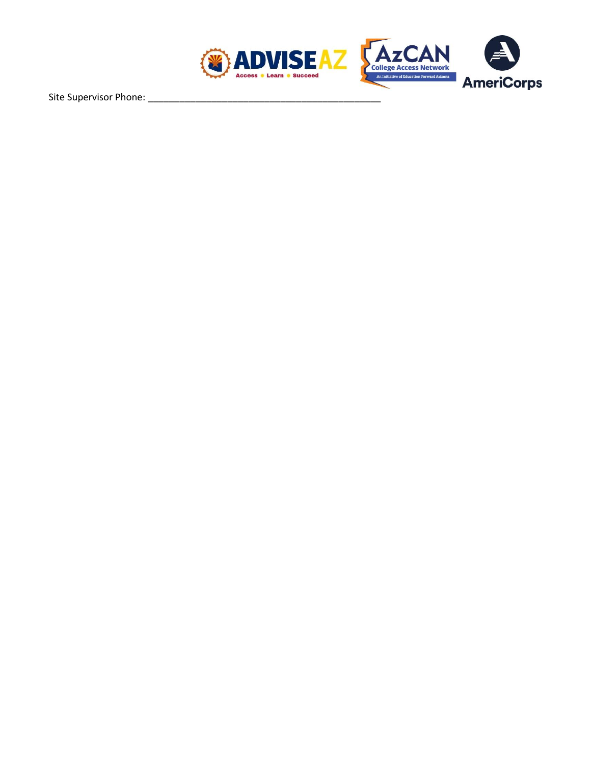Site Supervisor Phone: _______________________________________________